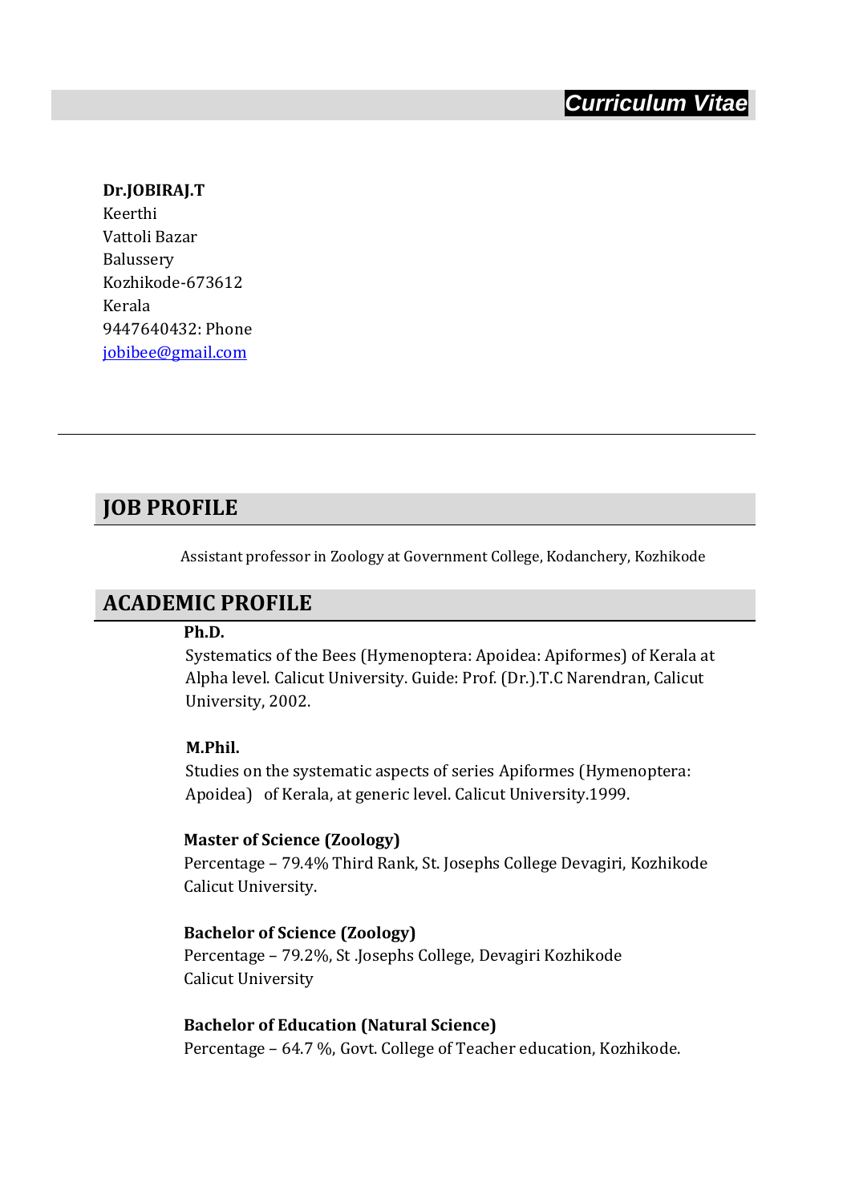# *Curriculum Vitae*

**Dr.JOBIRAJ.T**
Keerthi
Vattoli Bazar
Balussery
Kozhikode-673612
Kerala
9447640432: Phone
jobibee@gmail.com

---

## JOB PROFILE

Assistant professor in Zoology at Government College, Kodanchery, Kozhikode

## ACADEMIC PROFILE

**Ph.D.**
Systematics of the Bees (Hymenoptera: Apoidea: Apiformes) of Kerala at Alpha level. Calicut University. Guide: Prof. (Dr.).T.C Narendran, Calicut University, 2002.

**M.Phil.**
Studies on the systematic aspects of series Apiformes (Hymenoptera: Apoidea) of Kerala, at generic level. Calicut University.1999.

**Master of Science (Zoology)**
Percentage – 79.4% Third Rank, St. Josephs College Devagiri, Kozhikode Calicut University.

**Bachelor of Science (Zoology)**
Percentage – 79.2%, St .Josephs College, Devagiri Kozhikode Calicut University

**Bachelor of Education (Natural Science)**
Percentage – 64.7 %, Govt. College of Teacher education, Kozhikode.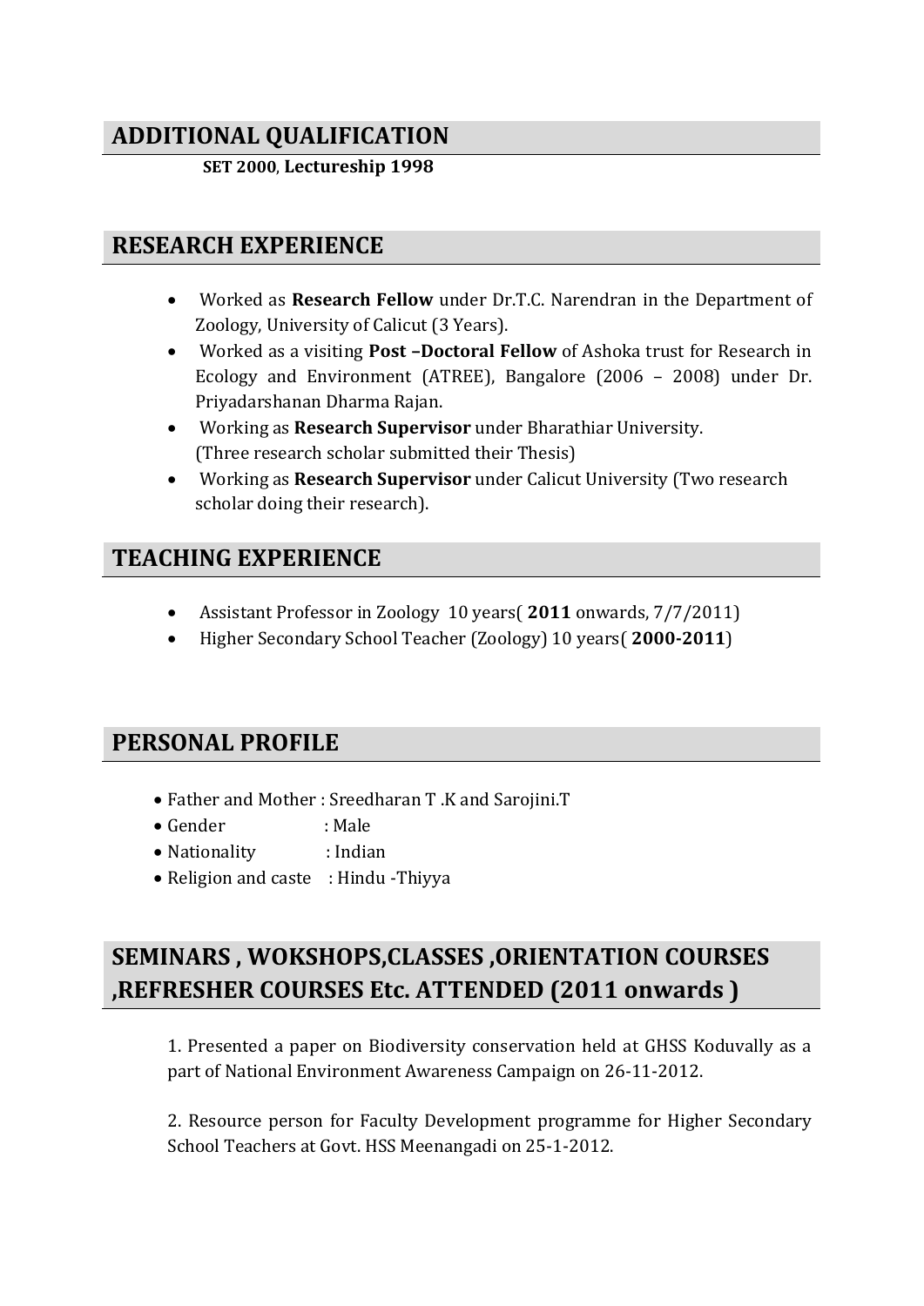## ADDITIONAL QUALIFICATION

**SET 2000**, **Lectureship 1998**

## RESEARCH EXPERIENCE

- Worked as **Research Fellow** under Dr.T.C. Narendran in the Department of Zoology, University of Calicut (3 Years).
- Worked as a visiting **Post –Doctoral Fellow** of Ashoka trust for Research in Ecology and Environment (ATREE), Bangalore (2006 – 2008) under Dr. Priyadarshanan Dharma Rajan.
- Working as **Research Supervisor** under Bharathiar University. (Three research scholar submitted their Thesis)
- Working as **Research Supervisor** under Calicut University (Two research scholar doing their research).

## TEACHING EXPERIENCE

- Assistant Professor in Zoology 10 years( **2011** onwards, 7/7/2011)
- Higher Secondary School Teacher (Zoology) 10 years( **2000-2011**)

## PERSONAL PROFILE

- Father and Mother : Sreedharan T .K and Sarojini.T
- Gender : Male
- Nationality : Indian
- Religion and caste : Hindu -Thiyya

## SEMINARS , WOKSHOPS,CLASSES ,ORIENTATION COURSES ,REFRESHER COURSES Etc. ATTENDED (2011 onwards )

1. Presented a paper on Biodiversity conservation held at GHSS Koduvally as a part of National Environment Awareness Campaign on 26-11-2012.

2. Resource person for Faculty Development programme for Higher Secondary School Teachers at Govt. HSS Meenangadi on 25-1-2012.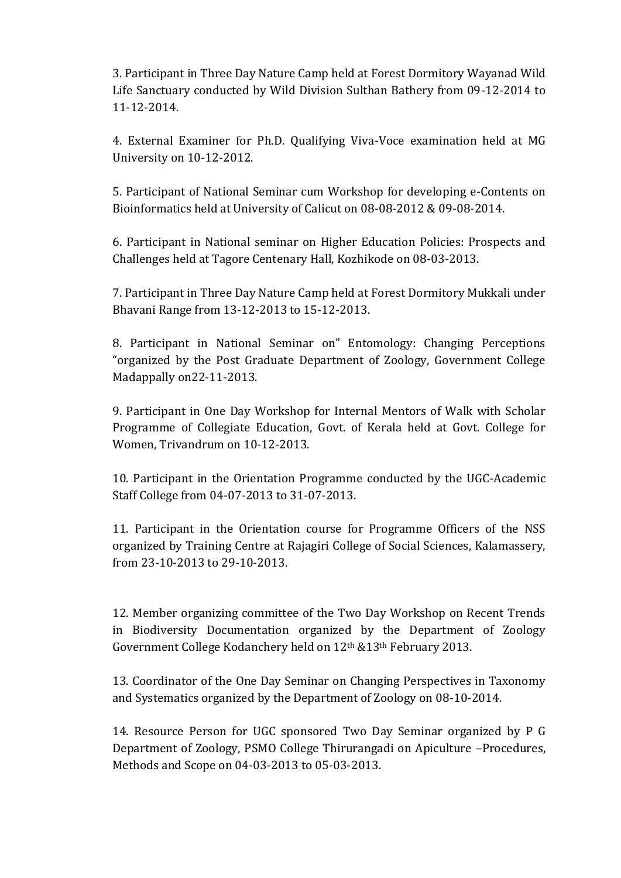3. Participant in Three Day Nature Camp held at Forest Dormitory Wayanad Wild Life Sanctuary conducted by Wild Division Sulthan Bathery from 09-12-2014 to 11-12-2014.

4. External Examiner for Ph.D. Qualifying Viva-Voce examination held at MG University on 10-12-2012.

5. Participant of National Seminar cum Workshop for developing e-Contents on Bioinformatics held at University of Calicut on 08-08-2012 & 09-08-2014.

6. Participant in National seminar on Higher Education Policies: Prospects and Challenges held at Tagore Centenary Hall, Kozhikode on 08-03-2013.

7. Participant in Three Day Nature Camp held at Forest Dormitory Mukkali under Bhavani Range from 13-12-2013 to 15-12-2013.

8. Participant in National Seminar on" Entomology: Changing Perceptions "organized by the Post Graduate Department of Zoology, Government College Madappally on22-11-2013.

9. Participant in One Day Workshop for Internal Mentors of Walk with Scholar Programme of Collegiate Education, Govt. of Kerala held at Govt. College for Women, Trivandrum on 10-12-2013.

10. Participant in the Orientation Programme conducted by the UGC-Academic Staff College from 04-07-2013 to 31-07-2013.

11. Participant in the Orientation course for Programme Officers of the NSS organized by Training Centre at Rajagiri College of Social Sciences, Kalamassery, from 23-10-2013 to 29-10-2013.

12. Member organizing committee of the Two Day Workshop on Recent Trends in Biodiversity Documentation organized by the Department of Zoology Government College Kodanchery held on 12th &13th February 2013.

13. Coordinator of the One Day Seminar on Changing Perspectives in Taxonomy and Systematics organized by the Department of Zoology on 08-10-2014.

14. Resource Person for UGC sponsored Two Day Seminar organized by P G Department of Zoology, PSMO College Thirurangadi on Apiculture –Procedures, Methods and Scope on 04-03-2013 to 05-03-2013.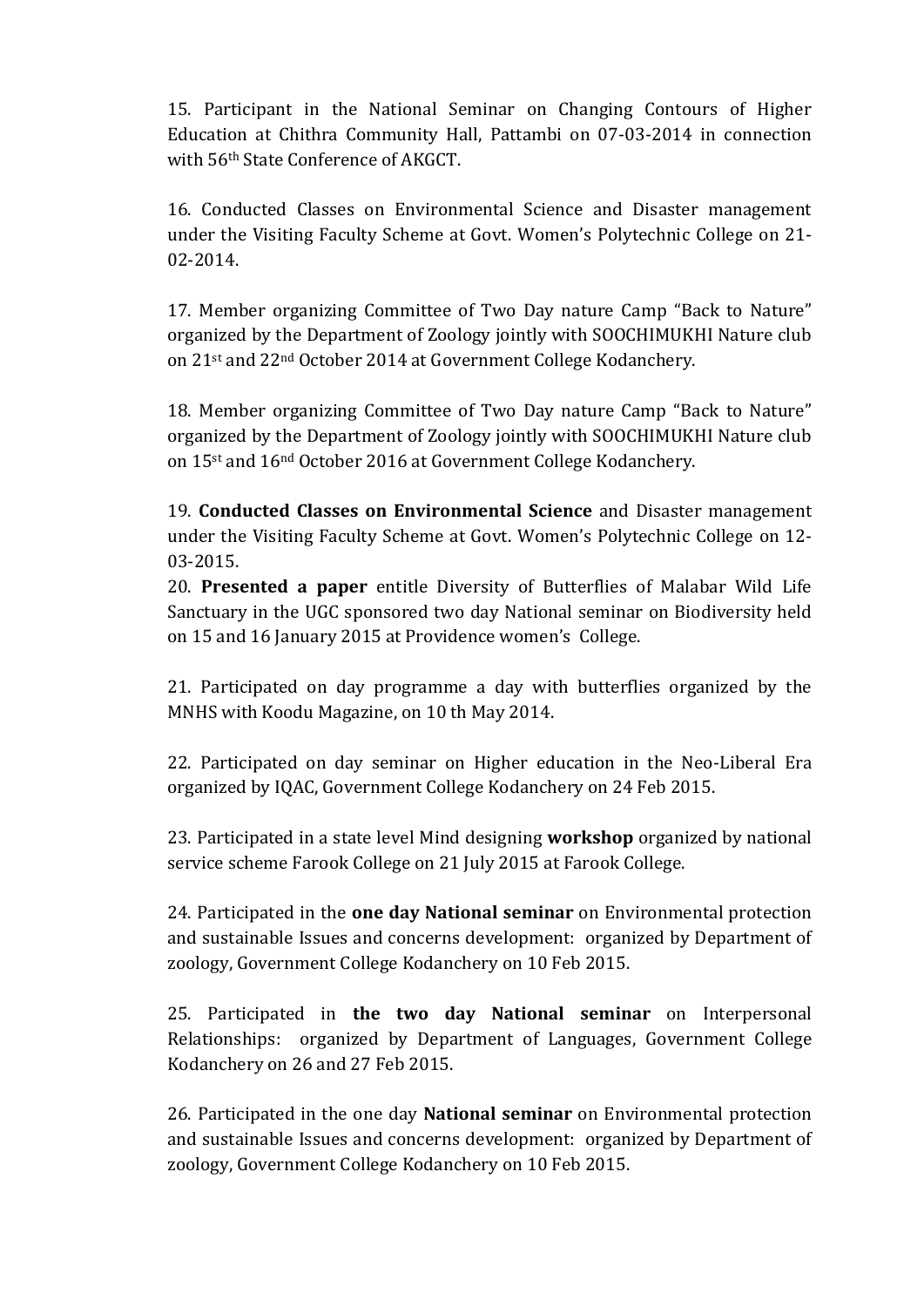15. Participant in the National Seminar on Changing Contours of Higher Education at Chithra Community Hall, Pattambi on 07-03-2014 in connection with 56th State Conference of AKGCT.

16. Conducted Classes on Environmental Science and Disaster management under the Visiting Faculty Scheme at Govt. Women's Polytechnic College on 21-02-2014.

17. Member organizing Committee of Two Day nature Camp "Back to Nature" organized by the Department of Zoology jointly with SOOCHIMUKHI Nature club on 21st and 22nd October 2014 at Government College Kodanchery.

18. Member organizing Committee of Two Day nature Camp "Back to Nature" organized by the Department of Zoology jointly with SOOCHIMUKHI Nature club on 15st and 16nd October 2016 at Government College Kodanchery.

19. **Conducted Classes on Environmental Science** and Disaster management under the Visiting Faculty Scheme at Govt. Women's Polytechnic College on 12-03-2015.

20. **Presented a paper** entitle Diversity of Butterflies of Malabar Wild Life Sanctuary in the UGC sponsored two day National seminar on Biodiversity held on 15 and 16 January 2015 at Providence women's College.

21. Participated on day programme a day with butterflies organized by the MNHS with Koodu Magazine, on 10 th May 2014.

22. Participated on day seminar on Higher education in the Neo-Liberal Era organized by IQAC, Government College Kodanchery on 24 Feb 2015.

23. Participated in a state level Mind designing **workshop** organized by national service scheme Farook College on 21 July 2015 at Farook College.

24. Participated in the **one day National seminar** on Environmental protection and sustainable Issues and concerns development: organized by Department of zoology, Government College Kodanchery on 10 Feb 2015.

25. Participated in **the two day National seminar** on Interpersonal Relationships: organized by Department of Languages, Government College Kodanchery on 26 and 27 Feb 2015.

26. Participated in the one day **National seminar** on Environmental protection and sustainable Issues and concerns development: organized by Department of zoology, Government College Kodanchery on 10 Feb 2015.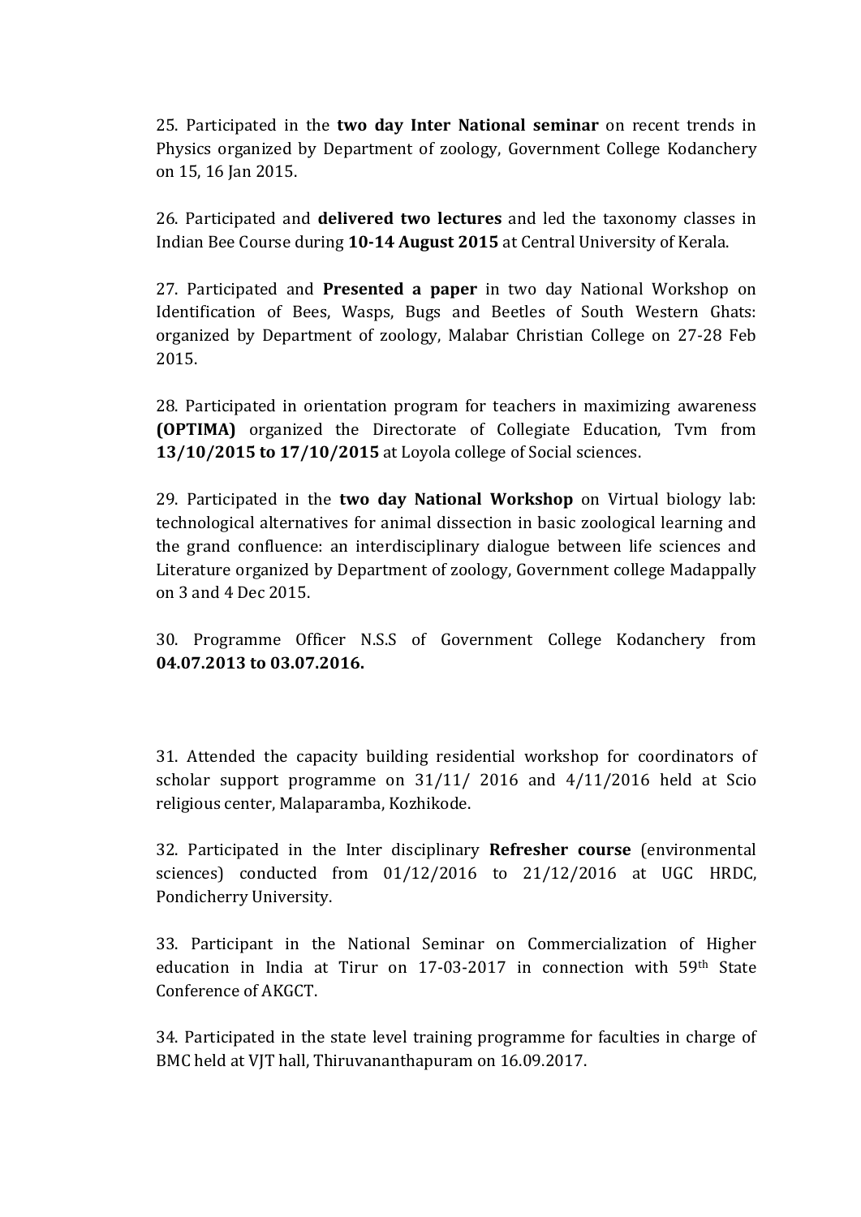25. Participated in the **two day Inter National seminar** on recent trends in Physics organized by Department of zoology, Government College Kodanchery on 15, 16 Jan 2015.

26. Participated and **delivered two lectures** and led the taxonomy classes in Indian Bee Course during **10-14 August 2015** at Central University of Kerala.

27. Participated and **Presented a paper** in two day National Workshop on Identification of Bees, Wasps, Bugs and Beetles of South Western Ghats: organized by Department of zoology, Malabar Christian College on 27-28 Feb 2015.

28. Participated in orientation program for teachers in maximizing awareness **(OPTIMA)** organized the Directorate of Collegiate Education, Tvm from **13/10/2015 to 17/10/2015** at Loyola college of Social sciences.

29. Participated in the **two day National Workshop** on Virtual biology lab: technological alternatives for animal dissection in basic zoological learning and the grand confluence: an interdisciplinary dialogue between life sciences and Literature organized by Department of zoology, Government college Madappally on 3 and 4 Dec 2015.

30. Programme Officer N.S.S of Government College Kodanchery from **04.07.2013 to 03.07.2016.**

31. Attended the capacity building residential workshop for coordinators of scholar support programme on 31/11/ 2016 and 4/11/2016 held at Scio religious center, Malaparamba, Kozhikode.

32. Participated in the Inter disciplinary **Refresher course** (environmental sciences) conducted from 01/12/2016 to 21/12/2016 at UGC HRDC, Pondicherry University.

33. Participant in the National Seminar on Commercialization of Higher education in India at Tirur on 17-03-2017 in connection with 59th State Conference of AKGCT.

34. Participated in the state level training programme for faculties in charge of BMC held at VJT hall, Thiruvananthapuram on 16.09.2017.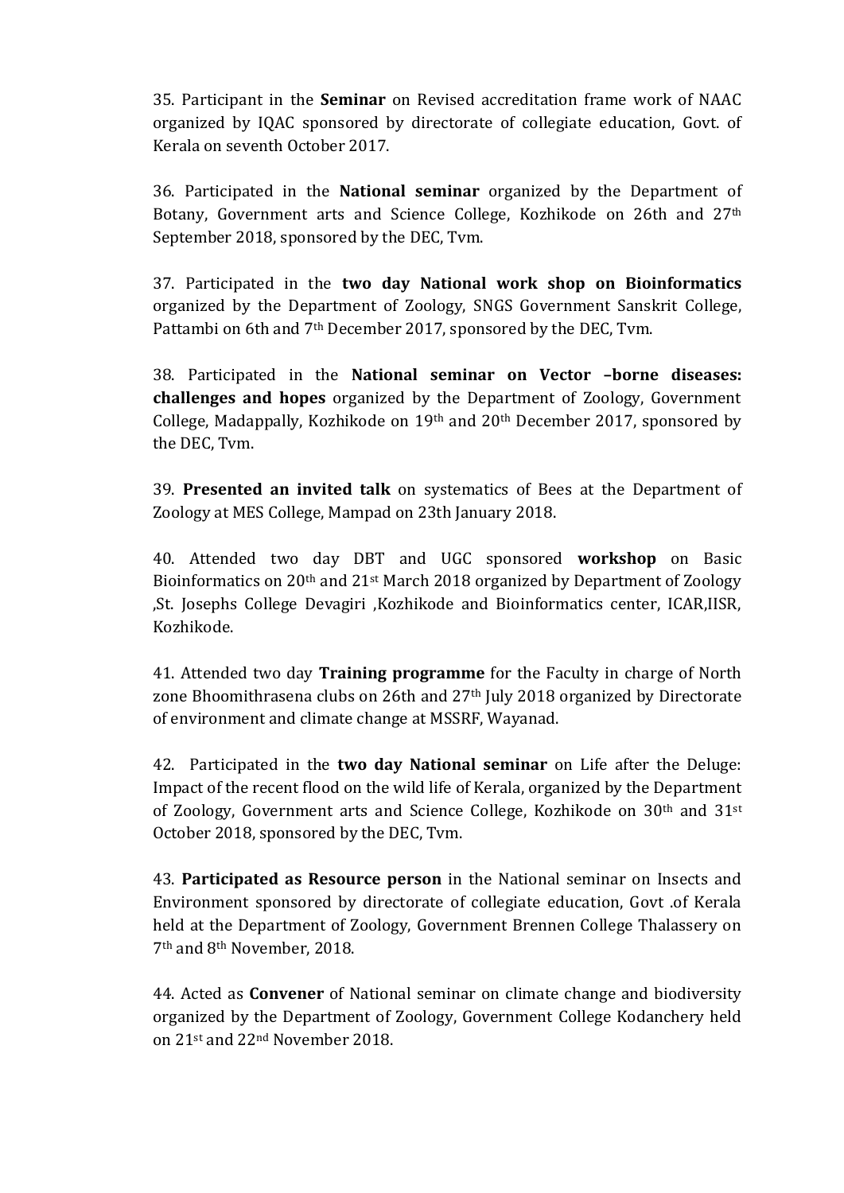35. Participant in the **Seminar** on Revised accreditation frame work of NAAC organized by IQAC sponsored by directorate of collegiate education, Govt. of Kerala on seventh October 2017.

36. Participated in the **National seminar** organized by the Department of Botany, Government arts and Science College, Kozhikode on 26th and 27th September 2018, sponsored by the DEC, Tvm.

37. Participated in the **two day National work shop on Bioinformatics** organized by the Department of Zoology, SNGS Government Sanskrit College, Pattambi on 6th and 7th December 2017, sponsored by the DEC, Tvm.

38. Participated in the **National seminar on Vector –borne diseases: challenges and hopes** organized by the Department of Zoology, Government College, Madappally, Kozhikode on 19th and 20th December 2017, sponsored by the DEC, Tvm.

39. **Presented an invited talk** on systematics of Bees at the Department of Zoology at MES College, Mampad on 23th January 2018.

40. Attended two day DBT and UGC sponsored **workshop** on Basic Bioinformatics on 20th and 21st March 2018 organized by Department of Zoology ,St. Josephs College Devagiri ,Kozhikode and Bioinformatics center, ICAR,IISR, Kozhikode.

41. Attended two day **Training programme** for the Faculty in charge of North zone Bhoomithrasena clubs on 26th and 27th July 2018 organized by Directorate of environment and climate change at MSSRF, Wayanad.

42. Participated in the **two day National seminar** on Life after the Deluge: Impact of the recent flood on the wild life of Kerala, organized by the Department of Zoology, Government arts and Science College, Kozhikode on 30th and 31st October 2018, sponsored by the DEC, Tvm.

43. **Participated as Resource person** in the National seminar on Insects and Environment sponsored by directorate of collegiate education, Govt .of Kerala held at the Department of Zoology, Government Brennen College Thalassery on 7th and 8th November, 2018.

44. Acted as **Convener** of National seminar on climate change and biodiversity organized by the Department of Zoology, Government College Kodanchery held on 21st and 22nd November 2018.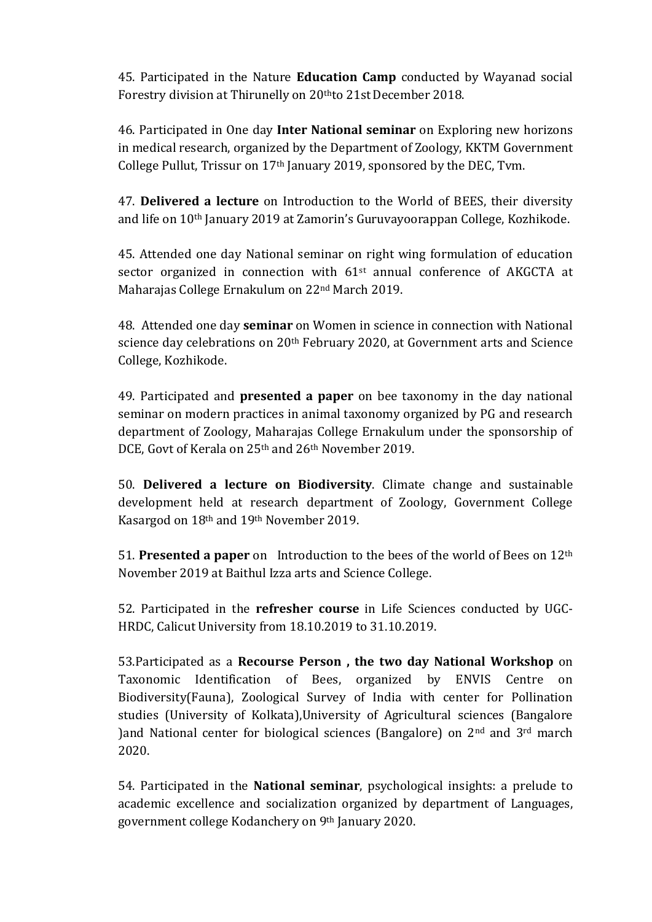45. Participated in the Nature **Education Camp** conducted by Wayanad social Forestry division at Thirunelly on 20th to 21st December 2018.

46. Participated in One day **Inter National seminar** on Exploring new horizons in medical research, organized by the Department of Zoology, KKTM Government College Pullut, Trissur on 17th January 2019, sponsored by the DEC, Tvm.

47. **Delivered a lecture** on Introduction to the World of BEES, their diversity and life on 10th January 2019 at Zamorin's Guruvayoorappan College, Kozhikode.

45. Attended one day National seminar on right wing formulation of education sector organized in connection with 61st annual conference of AKGCTA at Maharajas College Ernakulum on 22nd March 2019.

48. Attended one day **seminar** on Women in science in connection with National science day celebrations on 20th February 2020, at Government arts and Science College, Kozhikode.

49. Participated and **presented a paper** on bee taxonomy in the day national seminar on modern practices in animal taxonomy organized by PG and research department of Zoology, Maharajas College Ernakulum under the sponsorship of DCE, Govt of Kerala on 25th and 26th November 2019.

50. **Delivered a lecture on Biodiversity**. Climate change and sustainable development held at research department of Zoology, Government College Kasargod on 18th and 19th November 2019.

51. **Presented a paper** on Introduction to the bees of the world of Bees on 12th November 2019 at Baithul Izza arts and Science College.

52. Participated in the **refresher course** in Life Sciences conducted by UGC-HRDC, Calicut University from 18.10.2019 to 31.10.2019.

53. Participated as a **Recourse Person , the two day National Workshop** on Taxonomic Identification of Bees, organized by ENVIS Centre on Biodiversity(Fauna), Zoological Survey of India with center for Pollination studies (University of Kolkata),University of Agricultural sciences (Bangalore )and National center for biological sciences (Bangalore) on 2nd and 3rd march 2020.

54. Participated in the **National seminar**, psychological insights: a prelude to academic excellence and socialization organized by department of Languages, government college Kodanchery on 9th January 2020.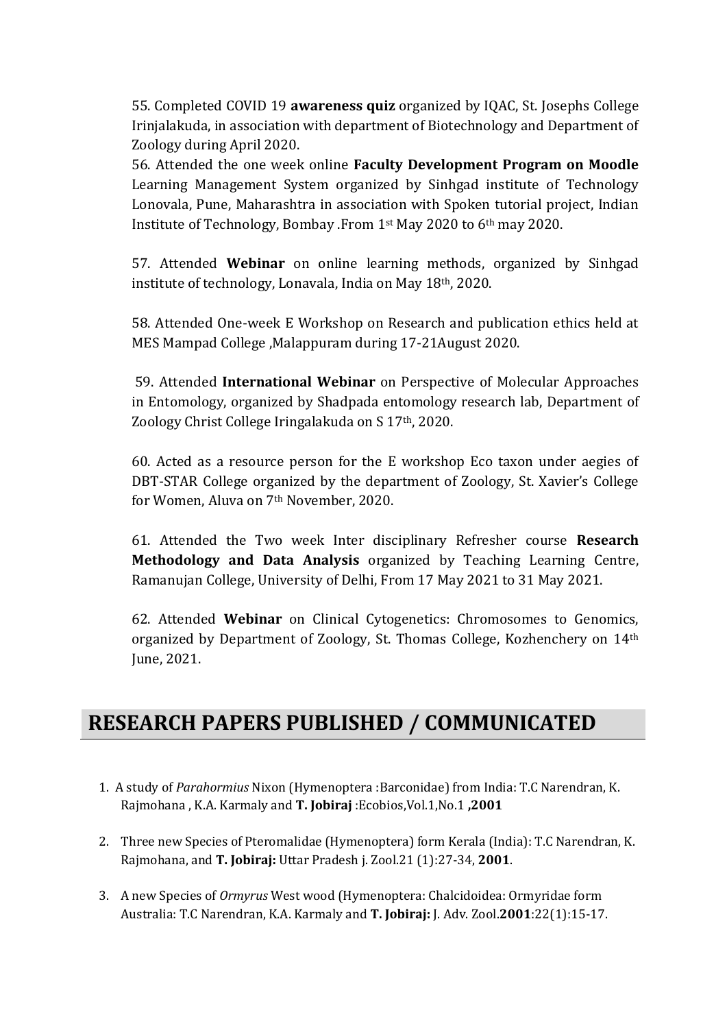55. Completed COVID 19 **awareness quiz** organized by IQAC, St. Josephs College Irinjalakuda, in association with department of Biotechnology and Department of Zoology during April 2020.

56. Attended the one week online **Faculty Development Program on Moodle** Learning Management System organized by Sinhgad institute of Technology Lonovala, Pune, Maharashtra in association with Spoken tutorial project, Indian Institute of Technology, Bombay .From 1st May 2020 to 6th may 2020.

57. Attended **Webinar** on online learning methods, organized by Sinhgad institute of technology, Lonavala, India on May 18th, 2020.

58. Attended One-week E Workshop on Research and publication ethics held at MES Mampad College ,Malappuram during 17-21August 2020.

59. Attended **International Webinar** on Perspective of Molecular Approaches in Entomology, organized by Shadpada entomology research lab, Department of Zoology Christ College Iringalakuda on S 17th, 2020.

60. Acted as a resource person for the E workshop Eco taxon under aegies of DBT-STAR College organized by the department of Zoology, St. Xavier's College for Women, Aluva on 7th November, 2020.

61. Attended the Two week Inter disciplinary Refresher course **Research Methodology and Data Analysis** organized by Teaching Learning Centre, Ramanujan College, University of Delhi, From 17 May 2021 to 31 May 2021.

62. Attended **Webinar** on Clinical Cytogenetics: Chromosomes to Genomics, organized by Department of Zoology, St. Thomas College, Kozhenchery on 14th June, 2021.

## RESEARCH PAPERS PUBLISHED / COMMUNICATED

1. A study of *Parahormius* Nixon (Hymenoptera :Barconidae) from India: T.C Narendran, K. Rajmohana , K.A. Karmaly and **T. Jobiraj** :Ecobios,Vol.1,No.1 **,2001**
2. Three new Species of Pteromalidae (Hymenoptera) form Kerala (India): T.C Narendran, K. Rajmohana, and **T. Jobiraj:** Uttar Pradesh j. Zool.21 (1):27-34, **2001**.
3. A new Species of *Ormyrus* West wood (Hymenoptera: Chalcidoidea: Ormyridae form Australia: T.C Narendran, K.A. Karmaly and **T. Jobiraj:** J. Adv. Zool.**2001**:22(1):15-17.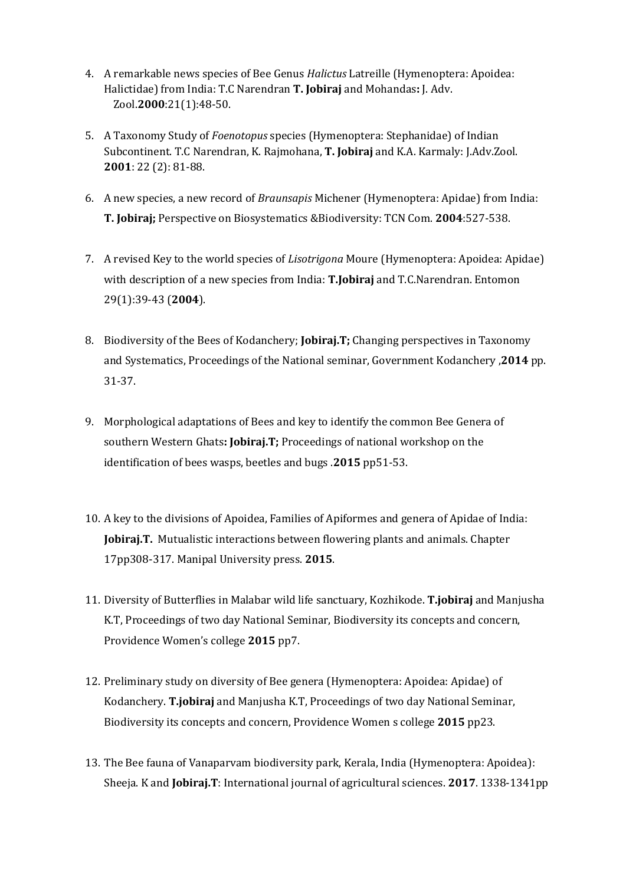4. A remarkable news species of Bee Genus *Halictus* Latreille (Hymenoptera: Apoidea: Halictidae) from India: T.C Narendran **T. Jobiraj** and Mohandas**:** J. Adv. Zool.**2000**:21(1):48-50.

5. A Taxonomy Study of *Foenotopus* species (Hymenoptera: Stephanidae) of Indian Subcontinent. T.C Narendran, K. Rajmohana, **T. Jobiraj** and K.A. Karmaly: J.Adv.Zool. **2001**: 22 (2): 81-88.

6. A new species, a new record of *Braunsapis* Michener (Hymenoptera: Apidae) from India: **T. Jobiraj;** Perspective on Biosystematics &Biodiversity: TCN Com. **2004**:527-538.

7. A revised Key to the world species of *Lisotrigona* Moure (Hymenoptera: Apoidea: Apidae) with description of a new species from India: **T.Jobiraj** and T.C.Narendran. Entomon 29(1):39-43 (**2004**).

8. Biodiversity of the Bees of Kodanchery; **Jobiraj.T;** Changing perspectives in Taxonomy and Systematics, Proceedings of the National seminar, Government Kodanchery ,**2014** pp. 31-37.

9. Morphological adaptations of Bees and key to identify the common Bee Genera of southern Western Ghats**: Jobiraj.T;** Proceedings of national workshop on the identification of bees wasps, beetles and bugs .**2015** pp51-53.

10. A key to the divisions of Apoidea, Families of Apiformes and genera of Apidae of India: **Jobiraj.T.** Mutualistic interactions between flowering plants and animals. Chapter 17pp308-317. Manipal University press. **2015**.

11. Diversity of Butterflies in Malabar wild life sanctuary, Kozhikode. **T.jobiraj** and Manjusha K.T, Proceedings of two day National Seminar, Biodiversity its concepts and concern, Providence Women's college **2015** pp7.

12. Preliminary study on diversity of Bee genera (Hymenoptera: Apoidea: Apidae) of Kodanchery. **T.jobiraj** and Manjusha K.T, Proceedings of two day National Seminar, Biodiversity its concepts and concern, Providence Women s college **2015** pp23.

13. The Bee fauna of Vanaparvam biodiversity park, Kerala, India (Hymenoptera: Apoidea): Sheeja. K and **Jobiraj.T**: International journal of agricultural sciences. **2017**. 1338-1341pp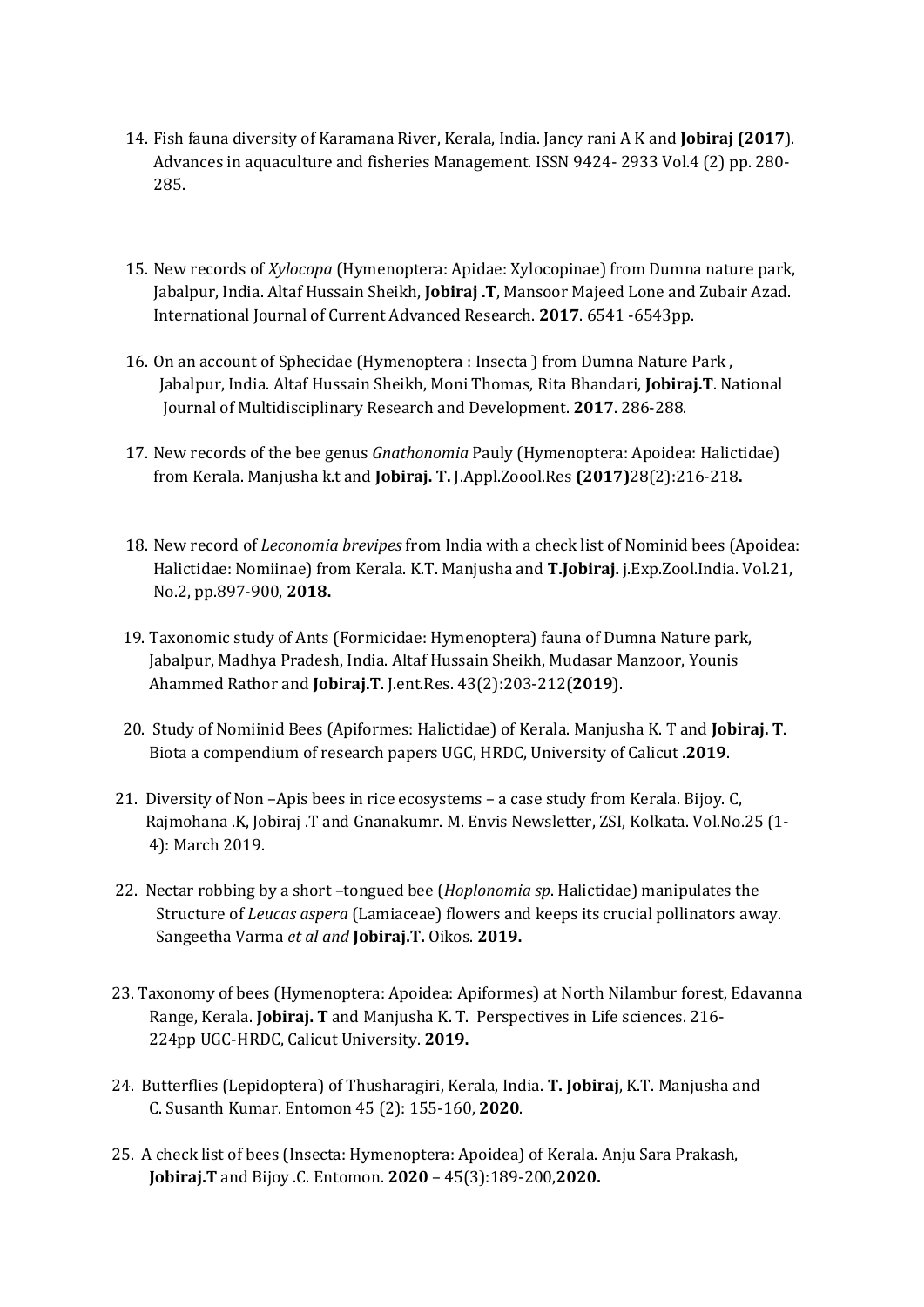14. Fish fauna diversity of Karamana River, Kerala, India. Jancy rani A K and **Jobiraj (2017**). Advances in aquaculture and fisheries Management. ISSN 9424- 2933 Vol.4 (2) pp. 280-285.

15. New records of *Xylocopa* (Hymenoptera: Apidae: Xylocopinae) from Dumna nature park, Jabalpur, India. Altaf Hussain Sheikh, **Jobiraj .T**, Mansoor Majeed Lone and Zubair Azad. International Journal of Current Advanced Research. **2017**. 6541 -6543pp.

16. On an account of Sphecidae (Hymenoptera : Insecta ) from Dumna Nature Park , Jabalpur, India. Altaf Hussain Sheikh, Moni Thomas, Rita Bhandari, **Jobiraj.T**. National Journal of Multidisciplinary Research and Development. **2017**. 286-288.

17. New records of the bee genus *Gnathonomia* Pauly (Hymenoptera: Apoidea: Halictidae) from Kerala. Manjusha k.t and **Jobiraj. T.** J.Appl.Zoool.Res **(2017)**28(2):216-218**.**

18. New record of *Leconomia brevipes* from India with a check list of Nominid bees (Apoidea: Halictidae: Nomiinae) from Kerala. K.T. Manjusha and **T.Jobiraj.** j.Exp.Zool.India. Vol.21, No.2, pp.897-900, **2018.**

19. Taxonomic study of Ants (Formicidae: Hymenoptera) fauna of Dumna Nature park, Jabalpur, Madhya Pradesh, India. Altaf Hussain Sheikh, Mudasar Manzoor, Younis Ahammed Rathor and **Jobiraj.T**. J.ent.Res. 43(2):203-212(**2019**).

20. Study of Nomiinid Bees (Apiformes: Halictidae) of Kerala. Manjusha K. T and **Jobiraj. T**. Biota a compendium of research papers UGC, HRDC, University of Calicut .**2019**.

21. Diversity of Non –Apis bees in rice ecosystems – a case study from Kerala. Bijoy. C, Rajmohana .K, Jobiraj .T and Gnanakumr. M. Envis Newsletter, ZSI, Kolkata. Vol.No.25 (1-4): March 2019.

22. Nectar robbing by a short –tongued bee (*Hoplonomia sp*. Halictidae) manipulates the Structure of *Leucas aspera* (Lamiaceae) flowers and keeps its crucial pollinators away. Sangeetha Varma *et al and* **Jobiraj.T.** Oikos. **2019.**

23. Taxonomy of bees (Hymenoptera: Apoidea: Apiformes) at North Nilambur forest, Edavanna Range, Kerala. **Jobiraj. T** and Manjusha K. T. Perspectives in Life sciences. 216-224pp UGC-HRDC, Calicut University. **2019.**

24. Butterflies (Lepidoptera) of Thusharagiri, Kerala, India. **T. Jobiraj**, K.T. Manjusha and C. Susanth Kumar. Entomon 45 (2): 155-160, **2020**.

25. A check list of bees (Insecta: Hymenoptera: Apoidea) of Kerala. Anju Sara Prakash, **Jobiraj.T** and Bijoy .C. Entomon. **2020** – 45(3):189-200,**2020.**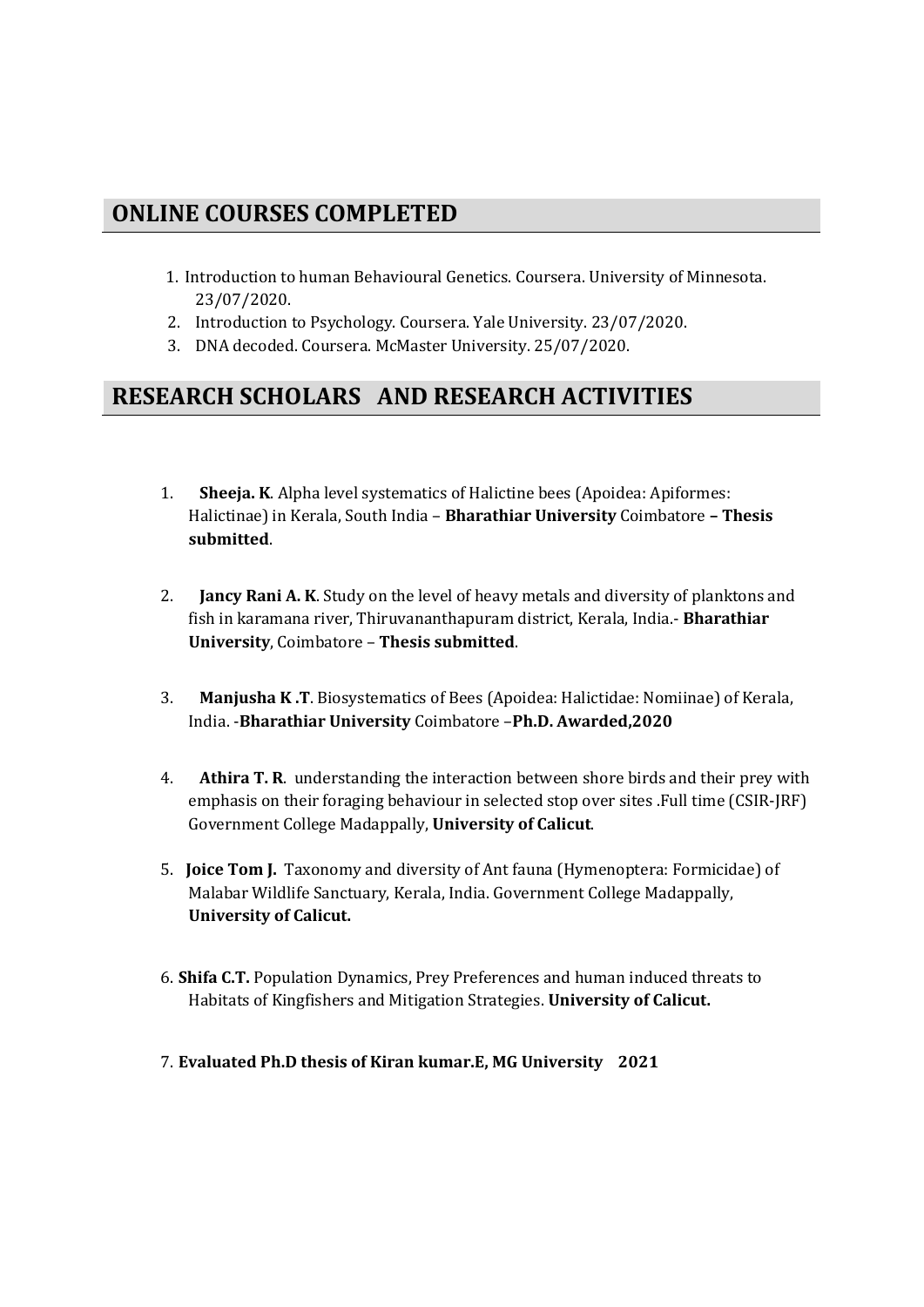## ONLINE COURSES COMPLETED

1. Introduction to human Behavioural Genetics. Coursera. University of Minnesota. 23/07/2020.
2. Introduction to Psychology. Coursera. Yale University. 23/07/2020.
3. DNA decoded. Coursera. McMaster University. 25/07/2020.

## RESEARCH SCHOLARS AND RESEARCH ACTIVITIES

1. **Sheeja. K**. Alpha level systematics of Halictine bees (Apoidea: Apiformes: Halictinae) in Kerala, South India – **Bharathiar University** Coimbatore **– Thesis submitted**.

2. **Jancy Rani A. K**. Study on the level of heavy metals and diversity of planktons and fish in karamana river, Thiruvananthapuram district, Kerala, India.- **Bharathiar University**, Coimbatore – **Thesis submitted**.

3. **Manjusha K .T**. Biosystematics of Bees (Apoidea: Halictidae: Nomiinae) of Kerala, India. -**Bharathiar University** Coimbatore –**Ph.D. Awarded,2020**

4. **Athira T. R**. understanding the interaction between shore birds and their prey with emphasis on their foraging behaviour in selected stop over sites .Full time (CSIR-JRF) Government College Madappally, **University of Calicut**.

5. **Joice Tom J.** Taxonomy and diversity of Ant fauna (Hymenoptera: Formicidae) of Malabar Wildlife Sanctuary, Kerala, India. Government College Madappally, **University of Calicut.**

6. **Shifa C.T.** Population Dynamics, Prey Preferences and human induced threats to Habitats of Kingfishers and Mitigation Strategies. **University of Calicut.**

7. **Evaluated Ph.D thesis of Kiran kumar.E, MG University 2021**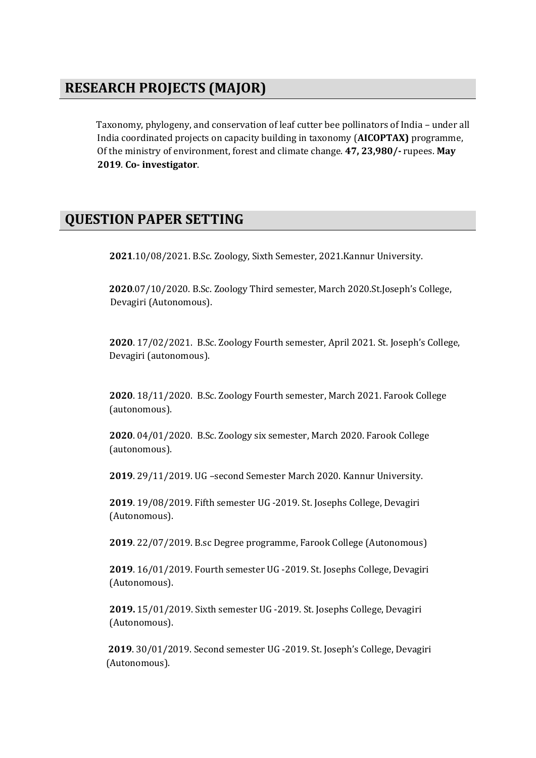## RESEARCH PROJECTS (MAJOR)

Taxonomy, phylogeny, and conservation of leaf cutter bee pollinators of India – under all India coordinated projects on capacity building in taxonomy (**AICOPTAX)** programme, Of the ministry of environment, forest and climate change. **47, 23,980/-** rupees. **May 2019**. **Co- investigator**.

## QUESTION PAPER SETTING

**2021**.10/08/2021. B.Sc. Zoology, Sixth Semester, 2021.Kannur University.

**2020**.07/10/2020. B.Sc. Zoology Third semester, March 2020.St.Joseph's College, Devagiri (Autonomous).

**2020**. 17/02/2021. B.Sc. Zoology Fourth semester, April 2021. St. Joseph's College, Devagiri (autonomous).

**2020**. 18/11/2020. B.Sc. Zoology Fourth semester, March 2021. Farook College (autonomous).

**2020**. 04/01/2020. B.Sc. Zoology six semester, March 2020. Farook College (autonomous).

**2019**. 29/11/2019. UG –second Semester March 2020. Kannur University.

**2019**. 19/08/2019. Fifth semester UG -2019. St. Josephs College, Devagiri (Autonomous).

**2019**. 22/07/2019. B.sc Degree programme, Farook College (Autonomous)

**2019**. 16/01/2019. Fourth semester UG -2019. St. Josephs College, Devagiri (Autonomous).

**2019.** 15/01/2019. Sixth semester UG -2019. St. Josephs College, Devagiri (Autonomous).

**2019**. 30/01/2019. Second semester UG -2019. St. Joseph's College, Devagiri (Autonomous).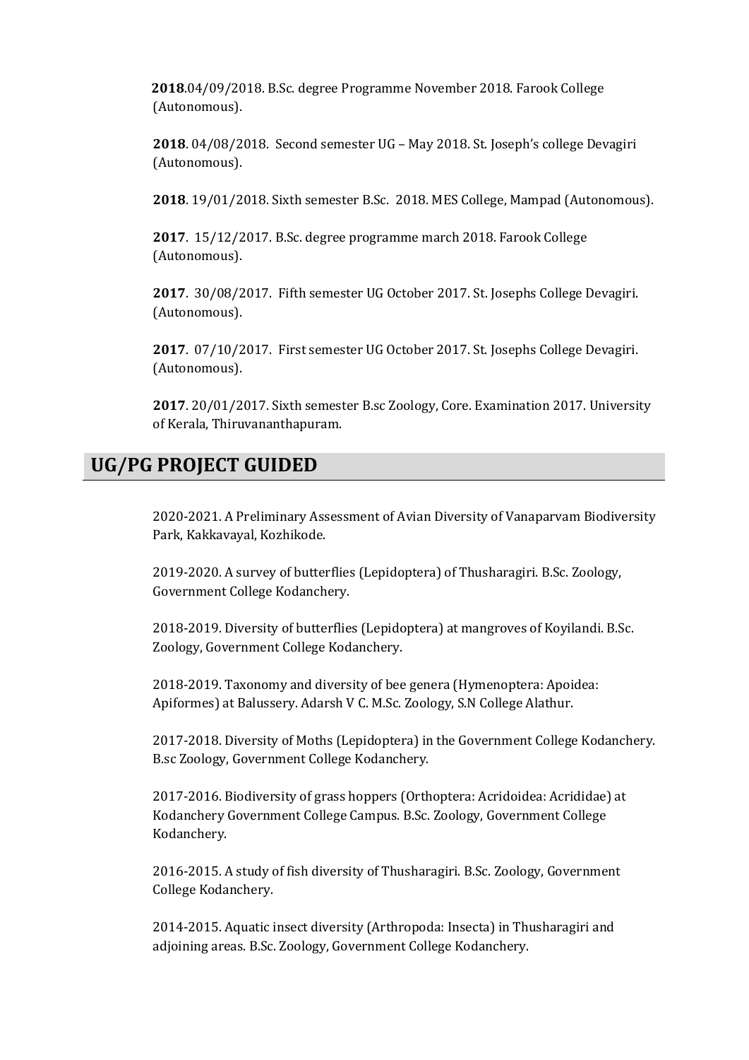**2018**.04/09/2018. B.Sc. degree Programme November 2018. Farook College (Autonomous).

**2018**. 04/08/2018. Second semester UG – May 2018. St. Joseph's college Devagiri (Autonomous).

**2018**. 19/01/2018. Sixth semester B.Sc. 2018. MES College, Mampad (Autonomous).

**2017**. 15/12/2017. B.Sc. degree programme march 2018. Farook College (Autonomous).

**2017**. 30/08/2017. Fifth semester UG October 2017. St. Josephs College Devagiri. (Autonomous).

**2017**. 07/10/2017. First semester UG October 2017. St. Josephs College Devagiri. (Autonomous).

**2017**. 20/01/2017. Sixth semester B.sc Zoology, Core. Examination 2017. University of Kerala, Thiruvananthapuram.

## UG/PG PROJECT GUIDED

2020-2021. A Preliminary Assessment of Avian Diversity of Vanaparvam Biodiversity Park, Kakkavayal, Kozhikode.

2019-2020. A survey of butterflies (Lepidoptera) of Thusharagiri. B.Sc. Zoology, Government College Kodanchery.

2018-2019. Diversity of butterflies (Lepidoptera) at mangroves of Koyilandi. B.Sc. Zoology, Government College Kodanchery.

2018-2019. Taxonomy and diversity of bee genera (Hymenoptera: Apoidea: Apiformes) at Balussery. Adarsh V C. M.Sc. Zoology, S.N College Alathur.

2017-2018. Diversity of Moths (Lepidoptera) in the Government College Kodanchery. B.sc Zoology, Government College Kodanchery.

2017-2016. Biodiversity of grass hoppers (Orthoptera: Acridoidea: Acrididae) at Kodanchery Government College Campus. B.Sc. Zoology, Government College Kodanchery.

2016-2015. A study of fish diversity of Thusharagiri. B.Sc. Zoology, Government College Kodanchery.

2014-2015. Aquatic insect diversity (Arthropoda: Insecta) in Thusharagiri and adjoining areas. B.Sc. Zoology, Government College Kodanchery.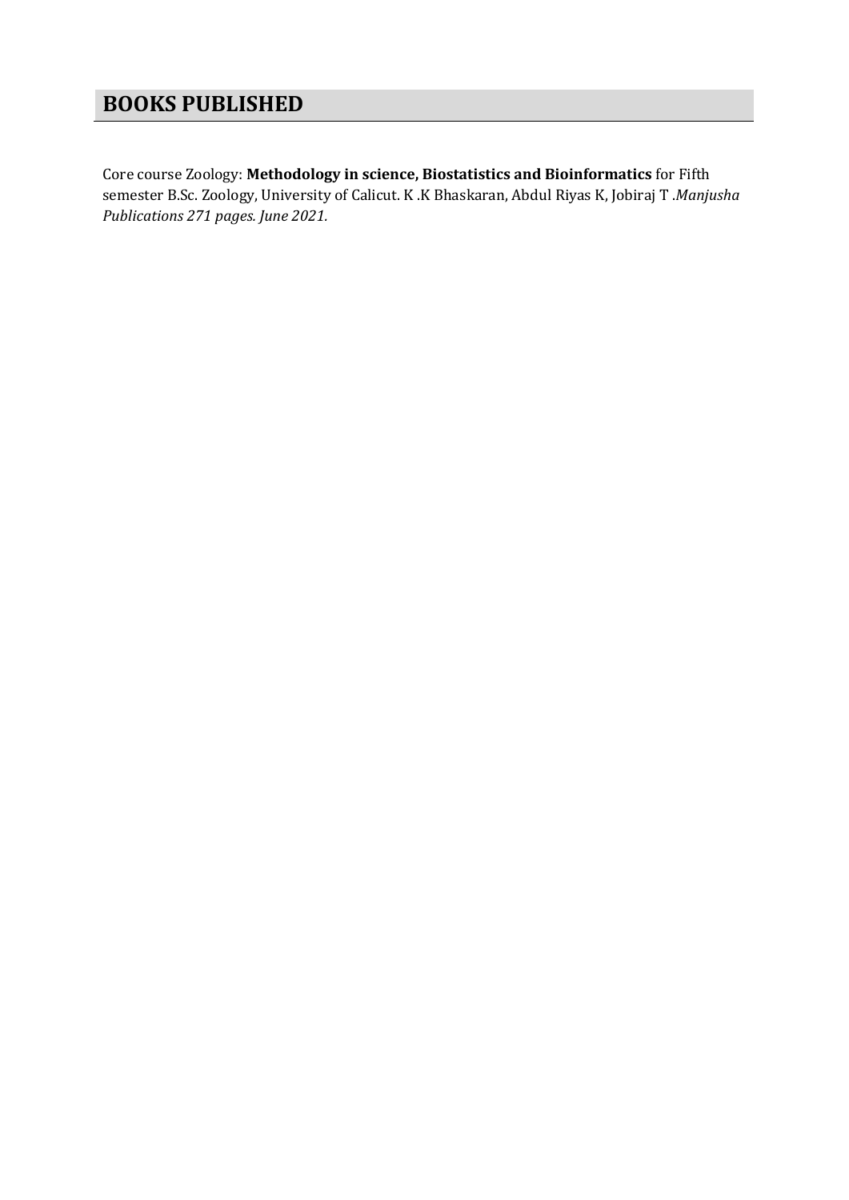## BOOKS PUBLISHED

Core course Zoology: **Methodology in science, Biostatistics and Bioinformatics** for Fifth semester B.Sc. Zoology, University of Calicut. K .K Bhaskaran, Abdul Riyas K, Jobiraj T .*Manjusha Publications 271 pages. June 2021.*